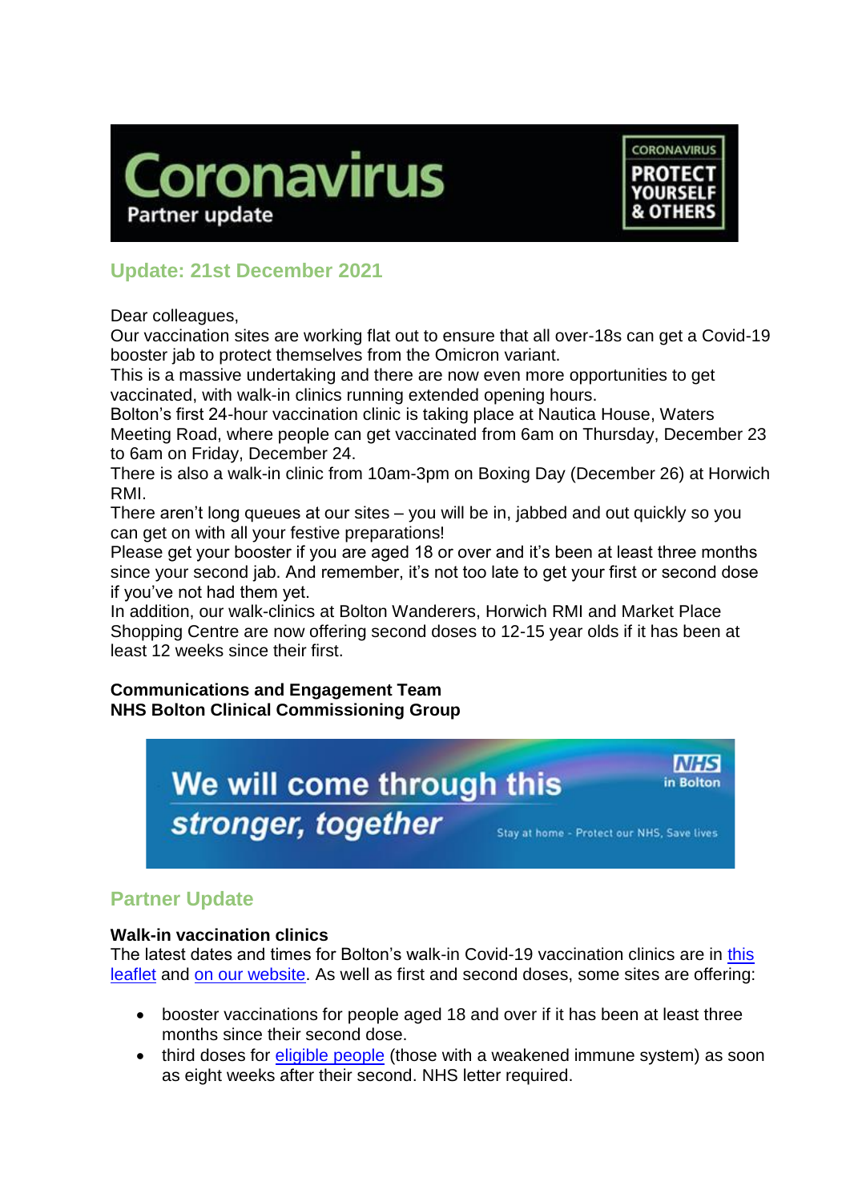# Coronavirus

Partner update

CORONAVIRUS
PROTECT YOURSELF & OTHERS

## Update: 21st December 2021

Dear colleagues,

Our vaccination sites are working flat out to ensure that all over-18s can get a Covid-19 booster jab to protect themselves from the Omicron variant.

This is a massive undertaking and there are now even more opportunities to get vaccinated, with walk-in clinics running extended opening hours.

Bolton's first 24-hour vaccination clinic is taking place at Nautica House, Waters Meeting Road, where people can get vaccinated from 6am on Thursday, December 23 to 6am on Friday, December 24.

There is also a walk-in clinic from 10am-3pm on Boxing Day (December 26) at Horwich RMI.

There aren't long queues at our sites – you will be in, jabbed and out quickly so you can get on with all your festive preparations!

Please get your booster if you are aged 18 or over and it's been at least three months since your second jab. And remember, it's not too late to get your first or second dose if you've not had them yet.

In addition, our walk-clinics at Bolton Wanderers, Horwich RMI and Market Place Shopping Centre are now offering second doses to 12-15 year olds if it has been at least 12 weeks since their first.

**Communications and Engagement Team**
**NHS Bolton Clinical Commissioning Group**

We will come through this *stronger, together*

NHS in Bolton

Stay at home - Protect our NHS, Save lives

## Partner Update

**Walk-in vaccination clinics**

The latest dates and times for Bolton's walk-in Covid-19 vaccination clinics are in this leaflet and on our website. As well as first and second doses, some sites are offering:

- booster vaccinations for people aged 18 and over if it has been at least three months since their second dose.
- third doses for eligible people (those with a weakened immune system) as soon as eight weeks after their second. NHS letter required.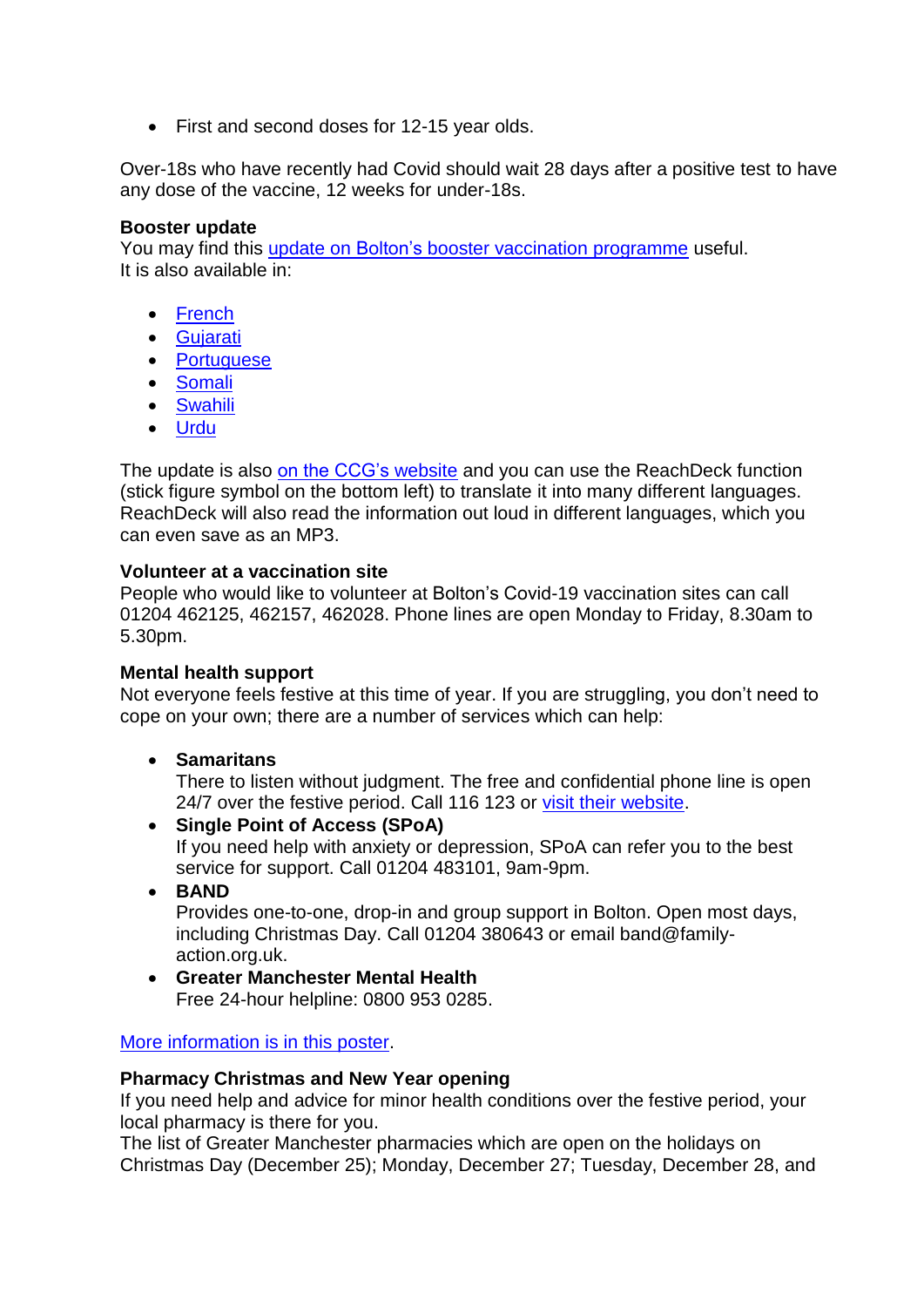- First and second doses for 12-15 year olds.

Over-18s who have recently had Covid should wait 28 days after a positive test to have any dose of the vaccine, 12 weeks for under-18s.

**Booster update**
You may find this update on Bolton's booster vaccination programme useful.
It is also available in:

- French
- Gujarati
- Portuguese
- Somali
- Swahili
- Urdu

The update is also on the CCG's website and you can use the ReachDeck function (stick figure symbol on the bottom left) to translate it into many different languages. ReachDeck will also read the information out loud in different languages, which you can even save as an MP3.

**Volunteer at a vaccination site**
People who would like to volunteer at Bolton's Covid-19 vaccination sites can call 01204 462125, 462157, 462028. Phone lines are open Monday to Friday, 8.30am to 5.30pm.

**Mental health support**
Not everyone feels festive at this time of year. If you are struggling, you don't need to cope on your own; there are a number of services which can help:

- **Samaritans**
  There to listen without judgment. The free and confidential phone line is open 24/7 over the festive period. Call 116 123 or visit their website.
- **Single Point of Access (SPoA)**
  If you need help with anxiety or depression, SPoA can refer you to the best service for support. Call 01204 483101, 9am-9pm.
- **BAND**
  Provides one-to-one, drop-in and group support in Bolton. Open most days, including Christmas Day. Call 01204 380643 or email band@family-action.org.uk.
- **Greater Manchester Mental Health**
  Free 24-hour helpline: 0800 953 0285.

More information is in this poster.

**Pharmacy Christmas and New Year opening**
If you need help and advice for minor health conditions over the festive period, your local pharmacy is there for you.
The list of Greater Manchester pharmacies which are open on the holidays on Christmas Day (December 25); Monday, December 27; Tuesday, December 28, and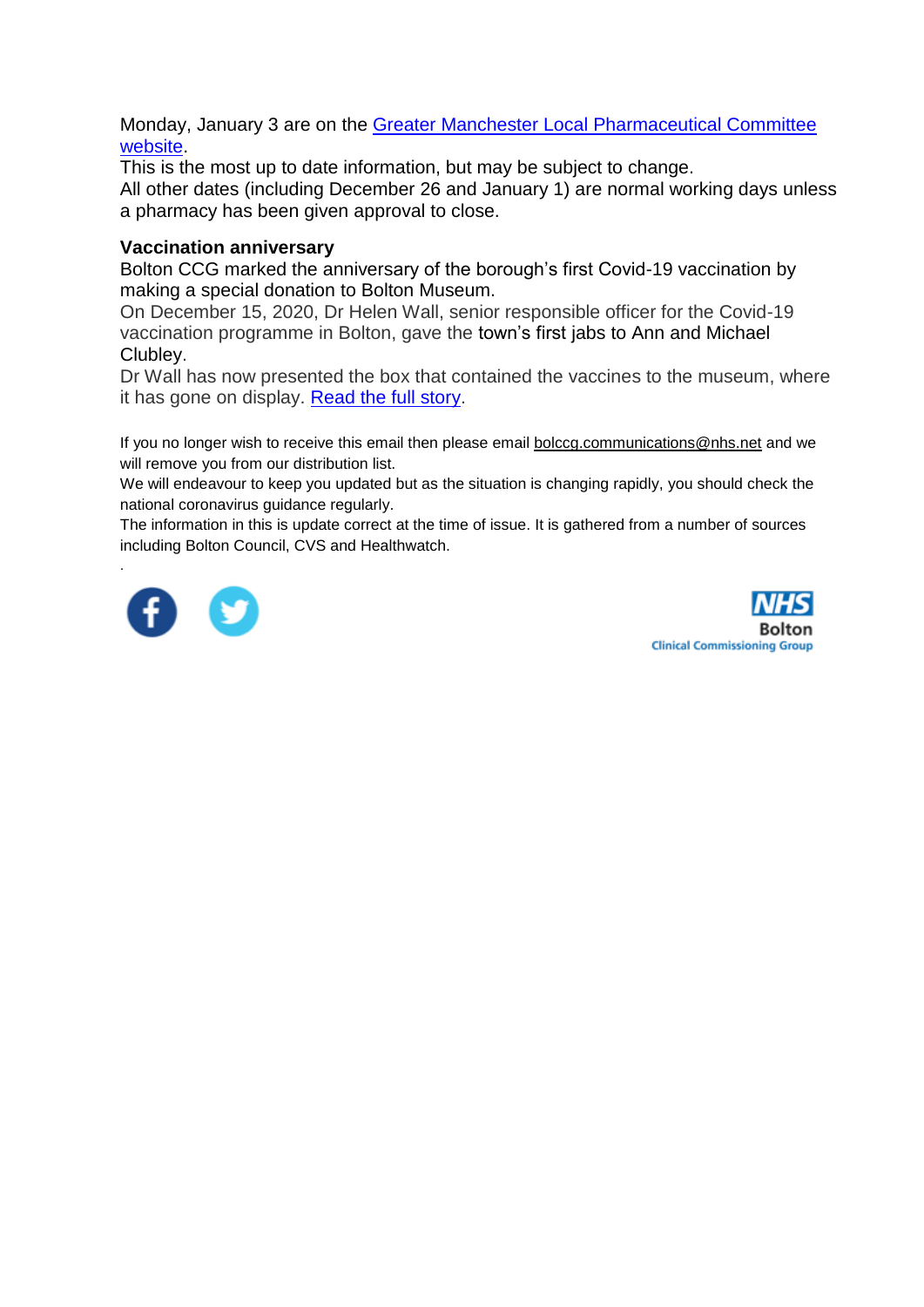Monday, January 3 are on the Greater Manchester Local Pharmaceutical Committee website.
This is the most up to date information, but may be subject to change.
All other dates (including December 26 and January 1) are normal working days unless a pharmacy has been given approval to close.

**Vaccination anniversary**
Bolton CCG marked the anniversary of the borough's first Covid-19 vaccination by making a special donation to Bolton Museum.
On December 15, 2020, Dr Helen Wall, senior responsible officer for the Covid-19 vaccination programme in Bolton, gave the town's first jabs to Ann and Michael Clubley.
Dr Wall has now presented the box that contained the vaccines to the museum, where it has gone on display. Read the full story.

If you no longer wish to receive this email then please email bolccg.communications@nhs.net and we will remove you from our distribution list.
We will endeavour to keep you updated but as the situation is changing rapidly, you should check the national coronavirus guidance regularly.
The information in this is update correct at the time of issue. It is gathered from a number of sources including Bolton Council, CVS and Healthwatch.

NHS
Bolton
Clinical Commissioning Group